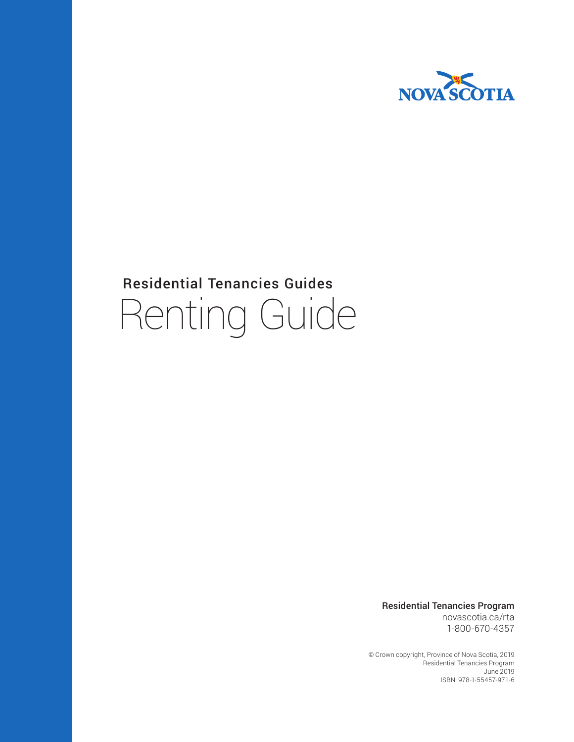NOVA SCOTIA

## Residential Tenancies Guides

# Renting Guide

**Residential Tenancies Program**
novascotia.ca/rta
1-800-670-4357

© Crown copyright, Province of Nova Scotia, 2019
Residential Tenancies Program
June 2019
ISBN: 978-1-55457-971-6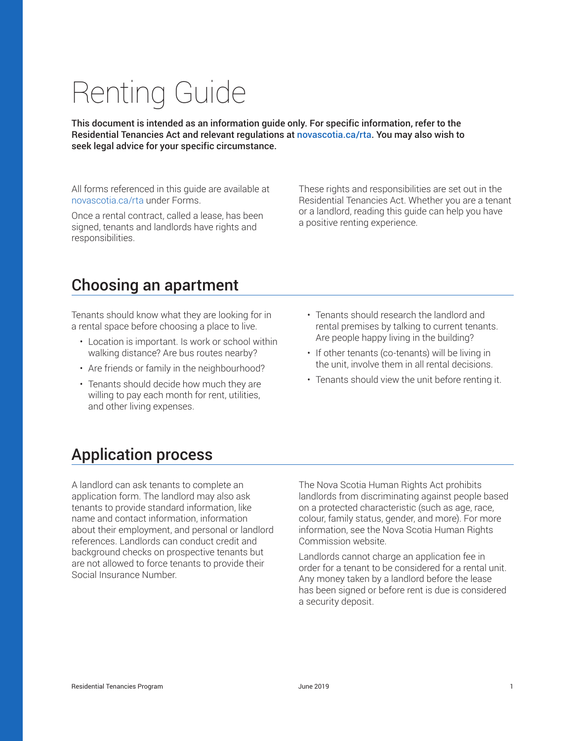# Renting Guide

**This document is intended as an information guide only. For specific information, refer to the Residential Tenancies Act and relevant regulations at novascotia.ca/rta. You may also wish to seek legal advice for your specific circumstance.**

All forms referenced in this guide are available at novascotia.ca/rta under Forms.

Once a rental contract, called a lease, has been signed, tenants and landlords have rights and responsibilities.

These rights and responsibilities are set out in the Residential Tenancies Act. Whether you are a tenant or a landlord, reading this guide can help you have a positive renting experience.

## Choosing an apartment

Tenants should know what they are looking for in a rental space before choosing a place to live.

- Location is important. Is work or school within walking distance? Are bus routes nearby?
- Are friends or family in the neighbourhood?
- Tenants should decide how much they are willing to pay each month for rent, utilities, and other living expenses.
- Tenants should research the landlord and rental premises by talking to current tenants. Are people happy living in the building?
- If other tenants (co-tenants) will be living in the unit, involve them in all rental decisions.
- Tenants should view the unit before renting it.

## Application process

A landlord can ask tenants to complete an application form. The landlord may also ask tenants to provide standard information, like name and contact information, information about their employment, and personal or landlord references. Landlords can conduct credit and background checks on prospective tenants but are not allowed to force tenants to provide their Social Insurance Number.

The Nova Scotia Human Rights Act prohibits landlords from discriminating against people based on a protected characteristic (such as age, race, colour, family status, gender, and more). For more information, see the Nova Scotia Human Rights Commission website.

Landlords cannot charge an application fee in order for a tenant to be considered for a rental unit. Any money taken by a landlord before the lease has been signed or before rent is due is considered a security deposit.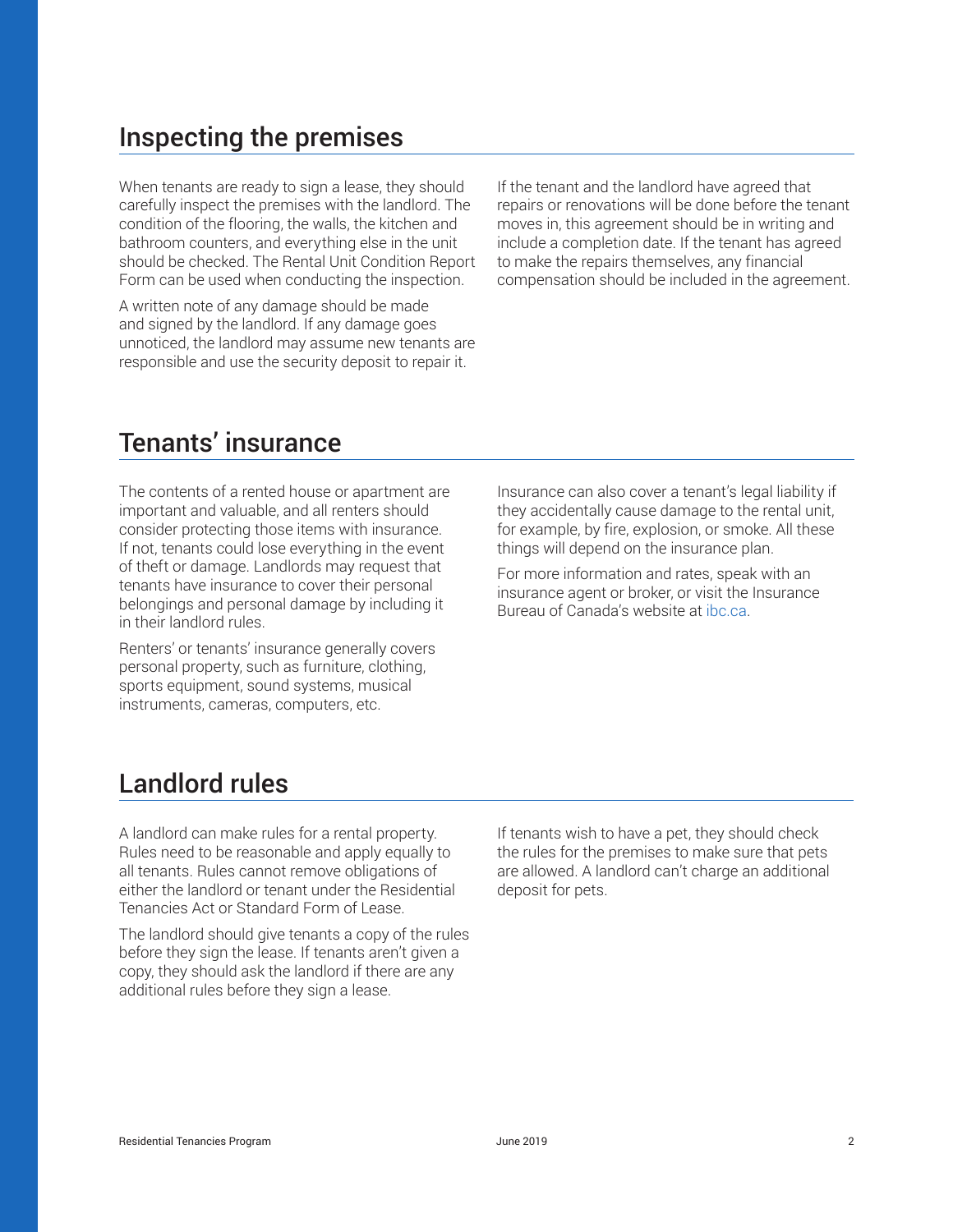## Inspecting the premises

When tenants are ready to sign a lease, they should carefully inspect the premises with the landlord. The condition of the flooring, the walls, the kitchen and bathroom counters, and everything else in the unit should be checked. The Rental Unit Condition Report Form can be used when conducting the inspection.

A written note of any damage should be made and signed by the landlord. If any damage goes unnoticed, the landlord may assume new tenants are responsible and use the security deposit to repair it.

If the tenant and the landlord have agreed that repairs or renovations will be done before the tenant moves in, this agreement should be in writing and include a completion date. If the tenant has agreed to make the repairs themselves, any financial compensation should be included in the agreement.

## Tenants' insurance

The contents of a rented house or apartment are important and valuable, and all renters should consider protecting those items with insurance. If not, tenants could lose everything in the event of theft or damage. Landlords may request that tenants have insurance to cover their personal belongings and personal damage by including it in their landlord rules.

Renters' or tenants' insurance generally covers personal property, such as furniture, clothing, sports equipment, sound systems, musical instruments, cameras, computers, etc.

Insurance can also cover a tenant's legal liability if they accidentally cause damage to the rental unit, for example, by fire, explosion, or smoke. All these things will depend on the insurance plan.

For more information and rates, speak with an insurance agent or broker, or visit the Insurance Bureau of Canada's website at ibc.ca.

## Landlord rules

A landlord can make rules for a rental property. Rules need to be reasonable and apply equally to all tenants. Rules cannot remove obligations of either the landlord or tenant under the Residential Tenancies Act or Standard Form of Lease.

The landlord should give tenants a copy of the rules before they sign the lease. If tenants aren't given a copy, they should ask the landlord if there are any additional rules before they sign a lease.

If tenants wish to have a pet, they should check the rules for the premises to make sure that pets are allowed. A landlord can't charge an additional deposit for pets.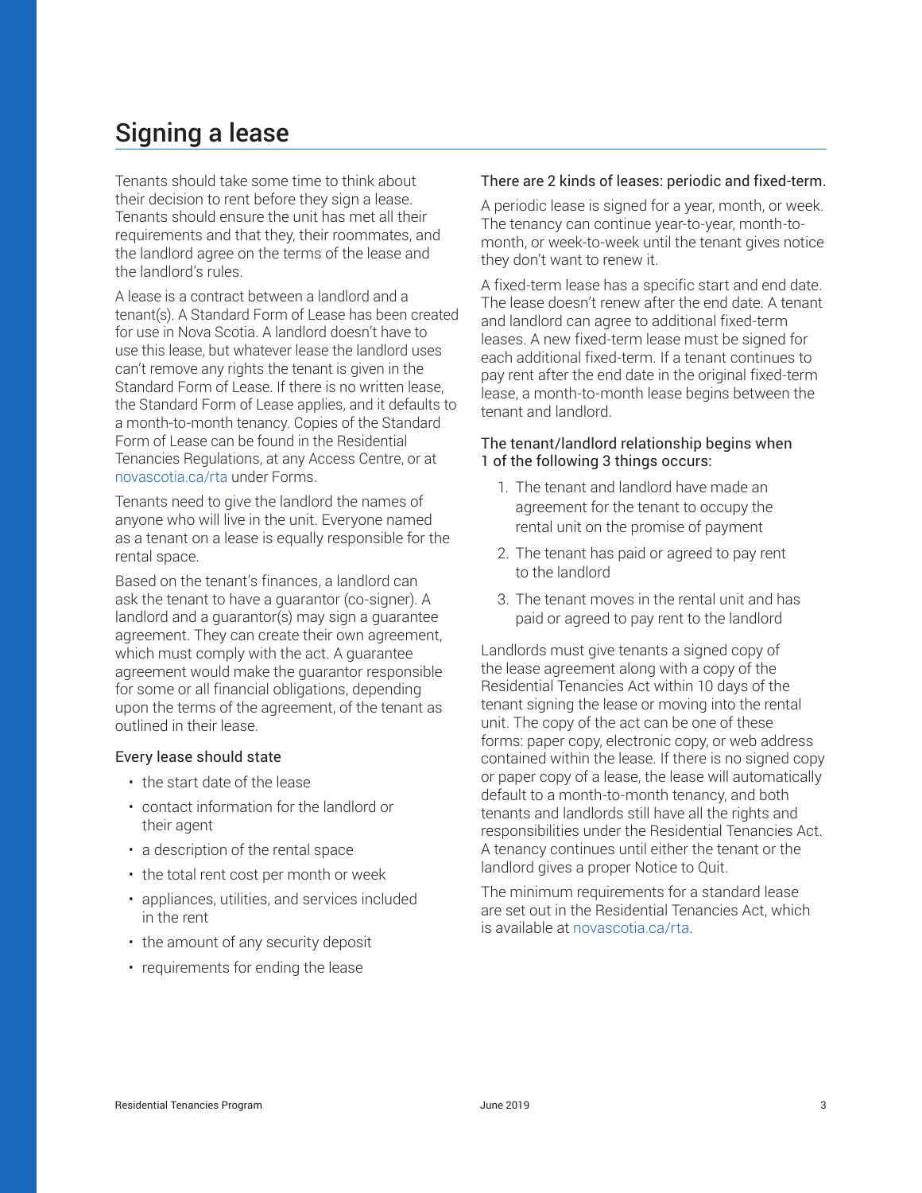# Signing a lease

Tenants should take some time to think about their decision to rent before they sign a lease. Tenants should ensure the unit has met all their requirements and that they, their roommates, and the landlord agree on the terms of the lease and the landlord's rules.

A lease is a contract between a landlord and a tenant(s). A Standard Form of Lease has been created for use in Nova Scotia. A landlord doesn't have to use this lease, but whatever lease the landlord uses can't remove any rights the tenant is given in the Standard Form of Lease. If there is no written lease, the Standard Form of Lease applies, and it defaults to a month-to-month tenancy. Copies of the Standard Form of Lease can be found in the Residential Tenancies Regulations, at any Access Centre, or at novascotia.ca/rta under Forms.

Tenants need to give the landlord the names of anyone who will live in the unit. Everyone named as a tenant on a lease is equally responsible for the rental space.

Based on the tenant's finances, a landlord can ask the tenant to have a guarantor (co-signer). A landlord and a guarantor(s) may sign a guarantee agreement. They can create their own agreement, which must comply with the act. A guarantee agreement would make the guarantor responsible for some or all financial obligations, depending upon the terms of the agreement, of the tenant as outlined in their lease.

### Every lease should state

- the start date of the lease
- contact information for the landlord or their agent
- a description of the rental space
- the total rent cost per month or week
- appliances, utilities, and services included in the rent
- the amount of any security deposit
- requirements for ending the lease

### There are 2 kinds of leases: periodic and fixed-term.

A periodic lease is signed for a year, month, or week. The tenancy can continue year-to-year, month-to-month, or week-to-week until the tenant gives notice they don't want to renew it.

A fixed-term lease has a specific start and end date. The lease doesn't renew after the end date. A tenant and landlord can agree to additional fixed-term leases. A new fixed-term lease must be signed for each additional fixed-term. If a tenant continues to pay rent after the end date in the original fixed-term lease, a month-to-month lease begins between the tenant and landlord.

### The tenant/landlord relationship begins when 1 of the following 3 things occurs:

1. The tenant and landlord have made an agreement for the tenant to occupy the rental unit on the promise of payment
2. The tenant has paid or agreed to pay rent to the landlord
3. The tenant moves in the rental unit and has paid or agreed to pay rent to the landlord

Landlords must give tenants a signed copy of the lease agreement along with a copy of the Residential Tenancies Act within 10 days of the tenant signing the lease or moving into the rental unit. The copy of the act can be one of these forms: paper copy, electronic copy, or web address contained within the lease. If there is no signed copy or paper copy of a lease, the lease will automatically default to a month-to-month tenancy, and both tenants and landlords still have all the rights and responsibilities under the Residential Tenancies Act. A tenancy continues until either the tenant or the landlord gives a proper Notice to Quit.

The minimum requirements for a standard lease are set out in the Residential Tenancies Act, which is available at novascotia.ca/rta.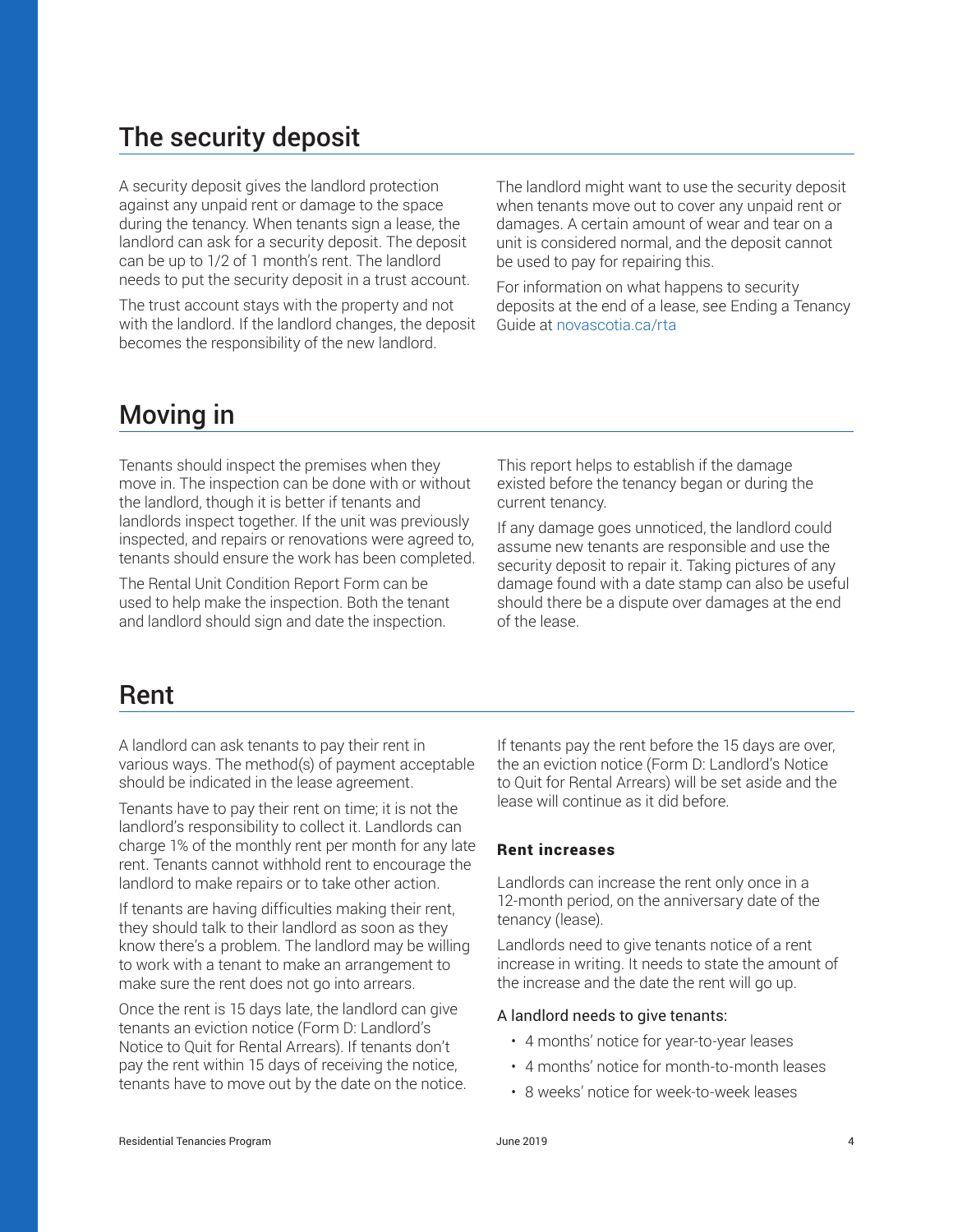## The security deposit

A security deposit gives the landlord protection against any unpaid rent or damage to the space during the tenancy. When tenants sign a lease, the landlord can ask for a security deposit. The deposit can be up to 1/2 of 1 month's rent. The landlord needs to put the security deposit in a trust account.

The trust account stays with the property and not with the landlord. If the landlord changes, the deposit becomes the responsibility of the new landlord.

The landlord might want to use the security deposit when tenants move out to cover any unpaid rent or damages. A certain amount of wear and tear on a unit is considered normal, and the deposit cannot be used to pay for repairing this.

For information on what happens to security deposits at the end of a lease, see Ending a Tenancy Guide at novascotia.ca/rta

## Moving in

Tenants should inspect the premises when they move in. The inspection can be done with or without the landlord, though it is better if tenants and landlords inspect together. If the unit was previously inspected, and repairs or renovations were agreed to, tenants should ensure the work has been completed.

The Rental Unit Condition Report Form can be used to help make the inspection. Both the tenant and landlord should sign and date the inspection.

This report helps to establish if the damage existed before the tenancy began or during the current tenancy.

If any damage goes unnoticed, the landlord could assume new tenants are responsible and use the security deposit to repair it. Taking pictures of any damage found with a date stamp can also be useful should there be a dispute over damages at the end of the lease.

## Rent

A landlord can ask tenants to pay their rent in various ways. The method(s) of payment acceptable should be indicated in the lease agreement.

Tenants have to pay their rent on time; it is not the landlord's responsibility to collect it. Landlords can charge 1% of the monthly rent per month for any late rent. Tenants cannot withhold rent to encourage the landlord to make repairs or to take other action.

If tenants are having difficulties making their rent, they should talk to their landlord as soon as they know there's a problem. The landlord may be willing to work with a tenant to make an arrangement to make sure the rent does not go into arrears.

Once the rent is 15 days late, the landlord can give tenants an eviction notice (Form D: Landlord's Notice to Quit for Rental Arrears). If tenants don't pay the rent within 15 days of receiving the notice, tenants have to move out by the date on the notice.

If tenants pay the rent before the 15 days are over, the an eviction notice (Form D: Landlord's Notice to Quit for Rental Arrears) will be set aside and the lease will continue as it did before.

### Rent increases

Landlords can increase the rent only once in a 12-month period, on the anniversary date of the tenancy (lease).

Landlords need to give tenants notice of a rent increase in writing. It needs to state the amount of the increase and the date the rent will go up.

A landlord needs to give tenants:

- 4 months' notice for year-to-year leases
- 4 months' notice for month-to-month leases
- 8 weeks' notice for week-to-week leases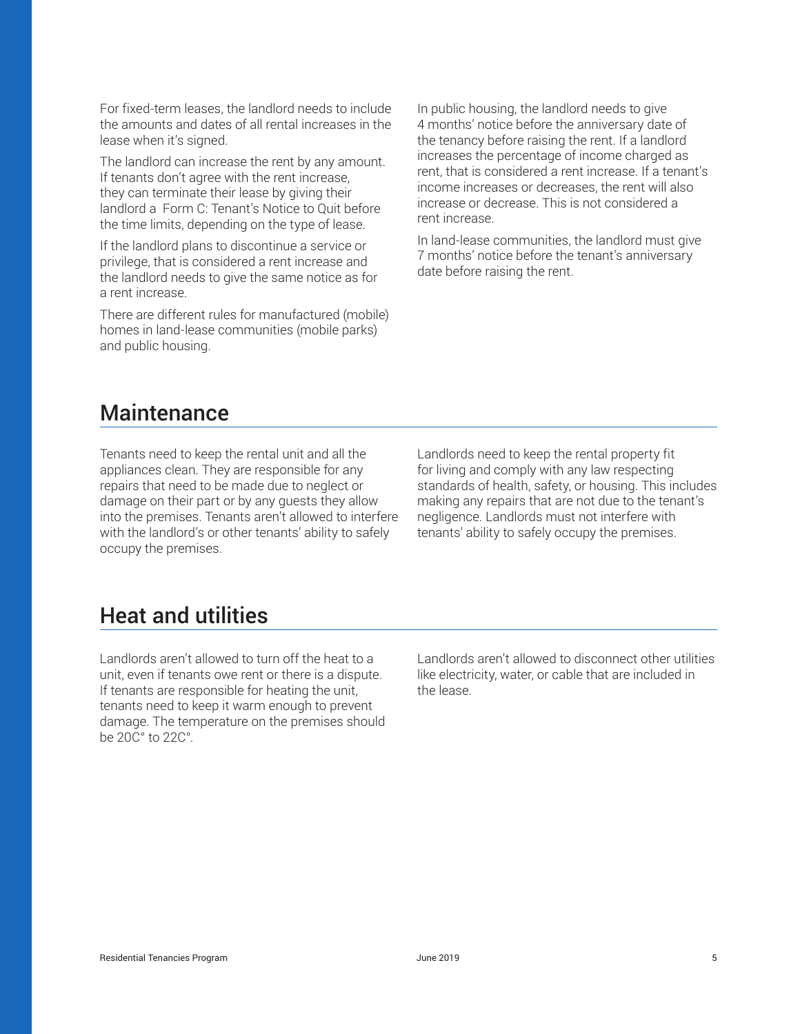For fixed-term leases, the landlord needs to include the amounts and dates of all rental increases in the lease when it's signed.

The landlord can increase the rent by any amount. If tenants don't agree with the rent increase, they can terminate their lease by giving their landlord a Form C: Tenant's Notice to Quit before the time limits, depending on the type of lease.

If the landlord plans to discontinue a service or privilege, that is considered a rent increase and the landlord needs to give the same notice as for a rent increase.

There are different rules for manufactured (mobile) homes in land-lease communities (mobile parks) and public housing.

In public housing, the landlord needs to give 4 months' notice before the anniversary date of the tenancy before raising the rent. If a landlord increases the percentage of income charged as rent, that is considered a rent increase. If a tenant's income increases or decreases, the rent will also increase or decrease. This is not considered a rent increase.

In land-lease communities, the landlord must give 7 months' notice before the tenant's anniversary date before raising the rent.

## Maintenance

Tenants need to keep the rental unit and all the appliances clean. They are responsible for any repairs that need to be made due to neglect or damage on their part or by any guests they allow into the premises. Tenants aren't allowed to interfere with the landlord's or other tenants' ability to safely occupy the premises.

Landlords need to keep the rental property fit for living and comply with any law respecting standards of health, safety, or housing. This includes making any repairs that are not due to the tenant's negligence. Landlords must not interfere with tenants' ability to safely occupy the premises.

## Heat and utilities

Landlords aren't allowed to turn off the heat to a unit, even if tenants owe rent or there is a dispute. If tenants are responsible for heating the unit, tenants need to keep it warm enough to prevent damage. The temperature on the premises should be 20C° to 22C°.

Landlords aren't allowed to disconnect other utilities like electricity, water, or cable that are included in the lease.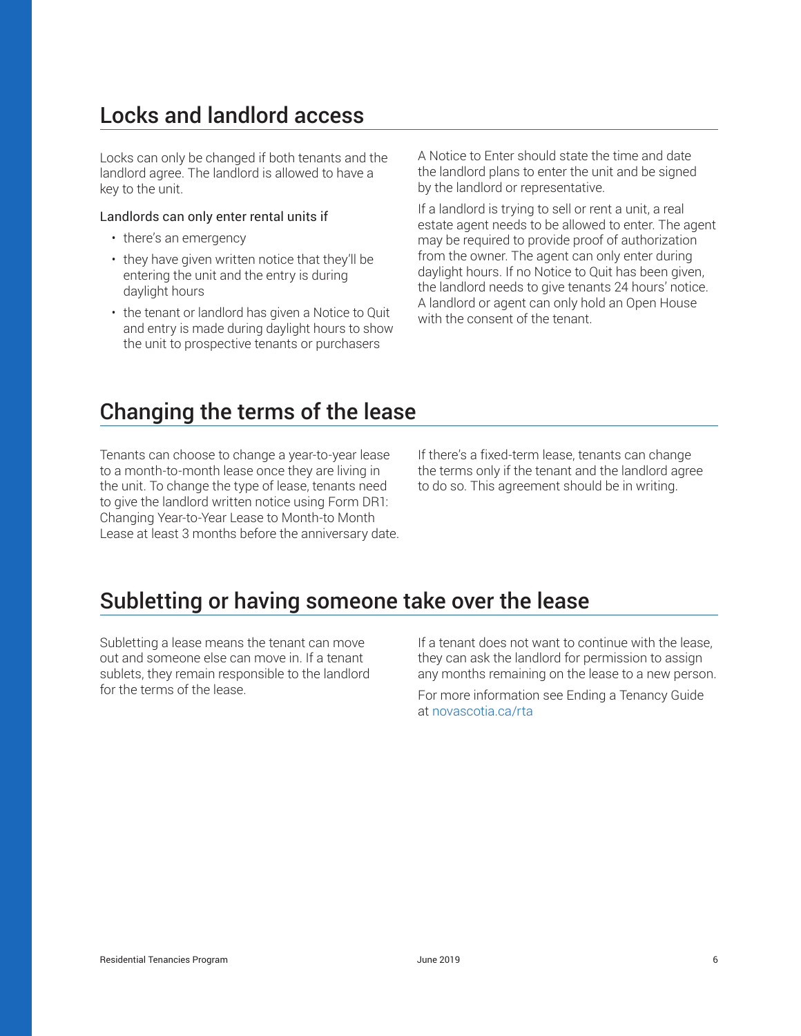## Locks and landlord access

Locks can only be changed if both tenants and the landlord agree. The landlord is allowed to have a key to the unit.

Landlords can only enter rental units if

- there's an emergency
- they have given written notice that they'll be entering the unit and the entry is during daylight hours
- the tenant or landlord has given a Notice to Quit and entry is made during daylight hours to show the unit to prospective tenants or purchasers

A Notice to Enter should state the time and date the landlord plans to enter the unit and be signed by the landlord or representative.

If a landlord is trying to sell or rent a unit, a real estate agent needs to be allowed to enter. The agent may be required to provide proof of authorization from the owner. The agent can only enter during daylight hours. If no Notice to Quit has been given, the landlord needs to give tenants 24 hours' notice. A landlord or agent can only hold an Open House with the consent of the tenant.

## Changing the terms of the lease

Tenants can choose to change a year-to-year lease to a month-to-month lease once they are living in the unit. To change the type of lease, tenants need to give the landlord written notice using Form DR1: Changing Year-to-Year Lease to Month-to Month Lease at least 3 months before the anniversary date.

If there's a fixed-term lease, tenants can change the terms only if the tenant and the landlord agree to do so. This agreement should be in writing.

## Subletting or having someone take over the lease

Subletting a lease means the tenant can move out and someone else can move in. If a tenant sublets, they remain responsible to the landlord for the terms of the lease.

If a tenant does not want to continue with the lease, they can ask the landlord for permission to assign any months remaining on the lease to a new person.

For more information see Ending a Tenancy Guide at novascotia.ca/rta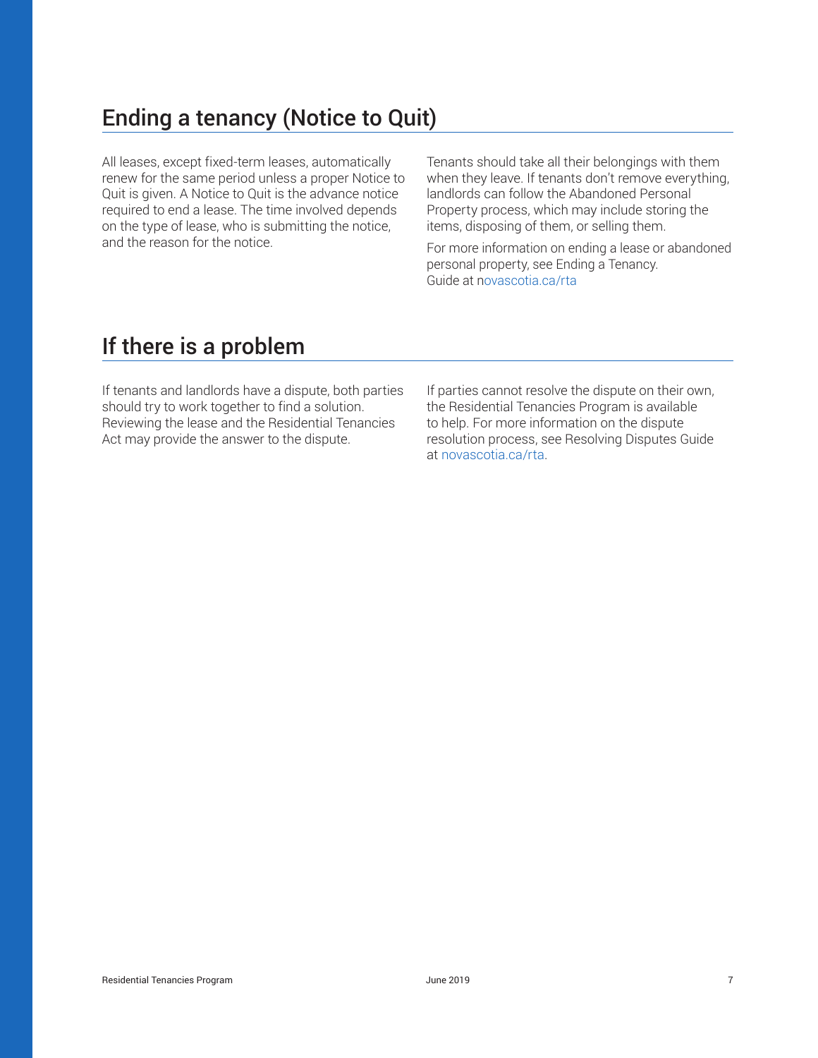## Ending a tenancy (Notice to Quit)

All leases, except fixed-term leases, automatically renew for the same period unless a proper Notice to Quit is given. A Notice to Quit is the advance notice required to end a lease. The time involved depends on the type of lease, who is submitting the notice, and the reason for the notice.

Tenants should take all their belongings with them when they leave. If tenants don't remove everything, landlords can follow the Abandoned Personal Property process, which may include storing the items, disposing of them, or selling them.

For more information on ending a lease or abandoned personal property, see Ending a Tenancy. Guide at novascotia.ca/rta

## If there is a problem

If tenants and landlords have a dispute, both parties should try to work together to find a solution. Reviewing the lease and the Residential Tenancies Act may provide the answer to the dispute.

If parties cannot resolve the dispute on their own, the Residential Tenancies Program is available to help. For more information on the dispute resolution process, see Resolving Disputes Guide at novascotia.ca/rta.